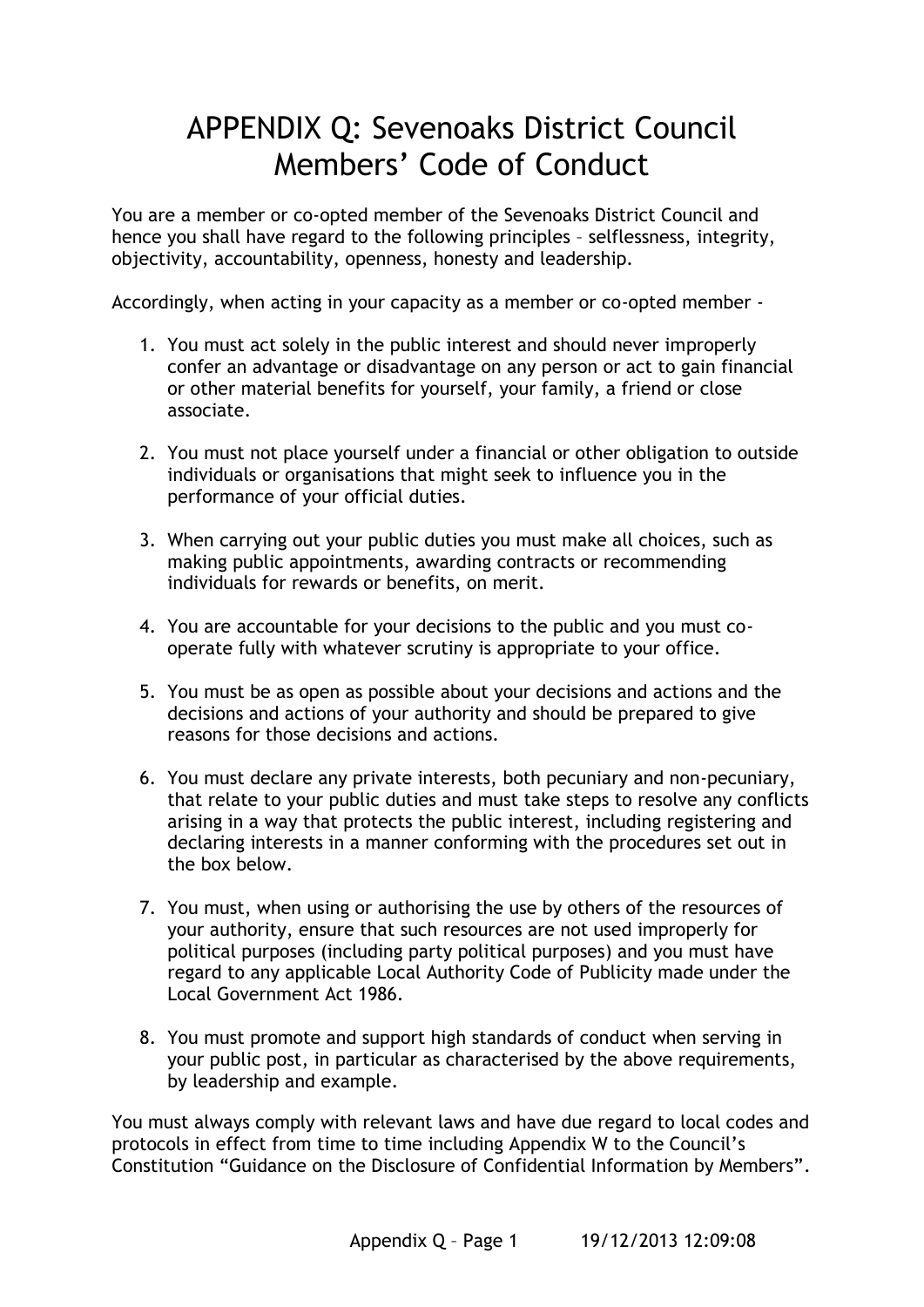# APPENDIX Q: Sevenoaks District Council Members' Code of Conduct

You are a member or co-opted member of the Sevenoaks District Council and hence you shall have regard to the following principles – selflessness, integrity, objectivity, accountability, openness, honesty and leadership.

Accordingly, when acting in your capacity as a member or co-opted member -

1. You must act solely in the public interest and should never improperly confer an advantage or disadvantage on any person or act to gain financial or other material benefits for yourself, your family, a friend or close associate.

2. You must not place yourself under a financial or other obligation to outside individuals or organisations that might seek to influence you in the performance of your official duties.

3. When carrying out your public duties you must make all choices, such as making public appointments, awarding contracts or recommending individuals for rewards or benefits, on merit.

4. You are accountable for your decisions to the public and you must co-operate fully with whatever scrutiny is appropriate to your office.

5. You must be as open as possible about your decisions and actions and the decisions and actions of your authority and should be prepared to give reasons for those decisions and actions.

6. You must declare any private interests, both pecuniary and non-pecuniary, that relate to your public duties and must take steps to resolve any conflicts arising in a way that protects the public interest, including registering and declaring interests in a manner conforming with the procedures set out in the box below.

7. You must, when using or authorising the use by others of the resources of your authority, ensure that such resources are not used improperly for political purposes (including party political purposes) and you must have regard to any applicable Local Authority Code of Publicity made under the Local Government Act 1986.

8. You must promote and support high standards of conduct when serving in your public post, in particular as characterised by the above requirements, by leadership and example.

You must always comply with relevant laws and have due regard to local codes and protocols in effect from time to time including Appendix W to the Council's Constitution "Guidance on the Disclosure of Confidential Information by Members".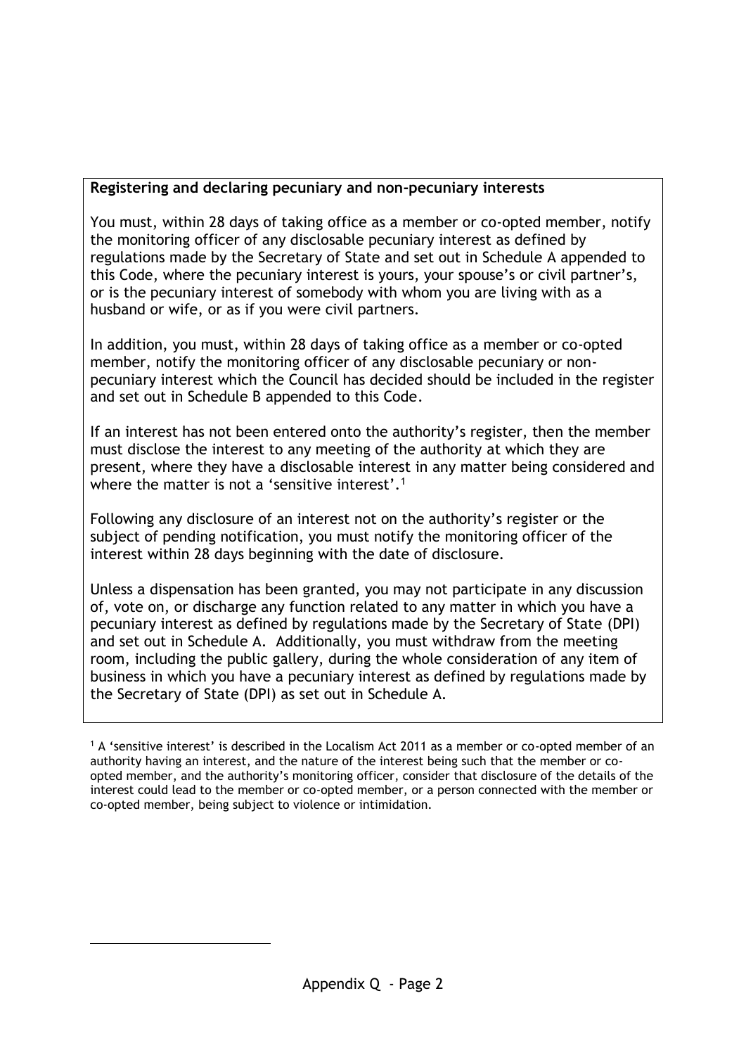**Registering and declaring pecuniary and non-pecuniary interests**

You must, within 28 days of taking office as a member or co-opted member, notify the monitoring officer of any disclosable pecuniary interest as defined by regulations made by the Secretary of State and set out in Schedule A appended to this Code, where the pecuniary interest is yours, your spouse's or civil partner's, or is the pecuniary interest of somebody with whom you are living with as a husband or wife, or as if you were civil partners.

In addition, you must, within 28 days of taking office as a member or co-opted member, notify the monitoring officer of any disclosable pecuniary or non-pecuniary interest which the Council has decided should be included in the register and set out in Schedule B appended to this Code.

If an interest has not been entered onto the authority's register, then the member must disclose the interest to any meeting of the authority at which they are present, where they have a disclosable interest in any matter being considered and where the matter is not a 'sensitive interest'.[1]

Following any disclosure of an interest not on the authority's register or the subject of pending notification, you must notify the monitoring officer of the interest within 28 days beginning with the date of disclosure.

Unless a dispensation has been granted, you may not participate in any discussion of, vote on, or discharge any function related to any matter in which you have a pecuniary interest as defined by regulations made by the Secretary of State (DPI) and set out in Schedule A. Additionally, you must withdraw from the meeting room, including the public gallery, during the whole consideration of any item of business in which you have a pecuniary interest as defined by regulations made by the Secretary of State (DPI) as set out in Schedule A.

[1] A 'sensitive interest' is described in the Localism Act 2011 as a member or co-opted member of an authority having an interest, and the nature of the interest being such that the member or co-opted member, and the authority's monitoring officer, consider that disclosure of the details of the interest could lead to the member or co-opted member, or a person connected with the member or co-opted member, being subject to violence or intimidation.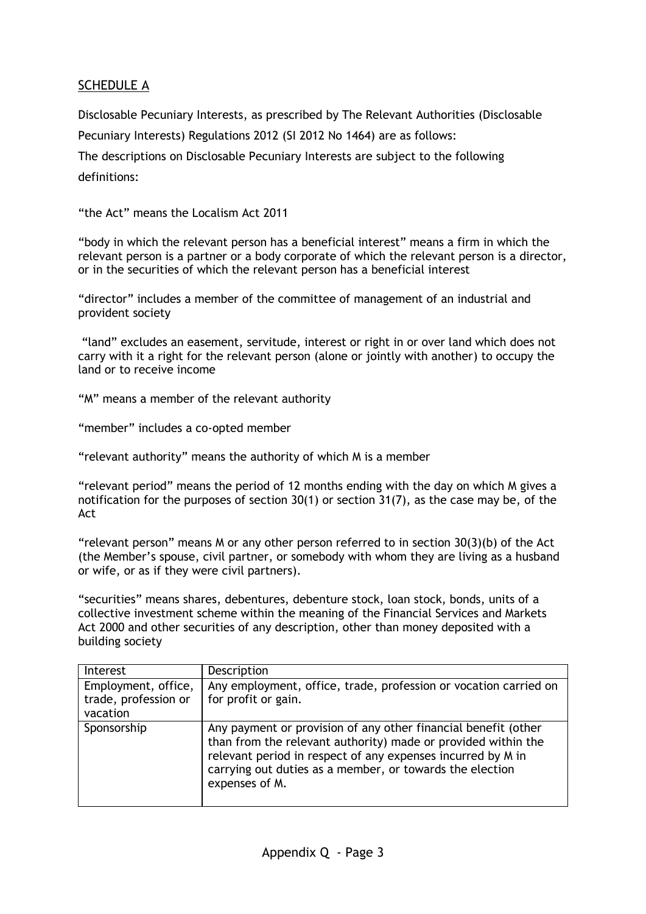SCHEDULE A

Disclosable Pecuniary Interests, as prescribed by The Relevant Authorities (Disclosable Pecuniary Interests) Regulations 2012 (SI 2012 No 1464) are as follows:

The descriptions on Disclosable Pecuniary Interests are subject to the following definitions:

"the Act" means the Localism Act 2011

"body in which the relevant person has a beneficial interest" means a firm in which the relevant person is a partner or a body corporate of which the relevant person is a director, or in the securities of which the relevant person has a beneficial interest

"director" includes a member of the committee of management of an industrial and provident society

"land" excludes an easement, servitude, interest or right in or over land which does not carry with it a right for the relevant person (alone or jointly with another) to occupy the land or to receive income

"M" means a member of the relevant authority

"member" includes a co-opted member

"relevant authority" means the authority of which M is a member

"relevant period" means the period of 12 months ending with the day on which M gives a notification for the purposes of section 30(1) or section 31(7), as the case may be, of the Act

"relevant person" means M or any other person referred to in section 30(3)(b) of the Act (the Member's spouse, civil partner, or somebody with whom they are living as a husband or wife, or as if they were civil partners).

"securities" means shares, debentures, debenture stock, loan stock, bonds, units of a collective investment scheme within the meaning of the Financial Services and Markets Act 2000 and other securities of any description, other than money deposited with a building society

| Interest | Description |
|---|---|
| Employment, office, trade, profession or vocation | Any employment, office, trade, profession or vocation carried on for profit or gain. |
| Sponsorship | Any payment or provision of any other financial benefit (other than from the relevant authority) made or provided within the relevant period in respect of any expenses incurred by M in carrying out duties as a member, or towards the election expenses of M. |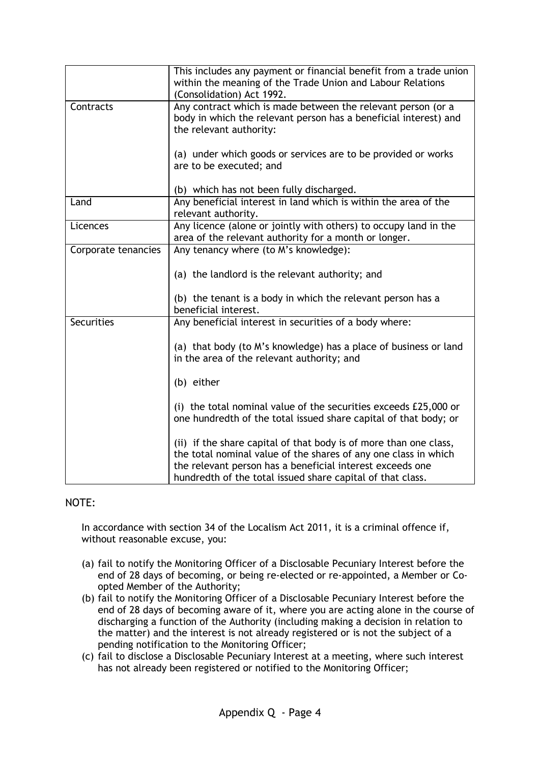| | |
|---|---|
| | This includes any payment or financial benefit from a trade union within the meaning of the Trade Union and Labour Relations (Consolidation) Act 1992. |
| Contracts | Any contract which is made between the relevant person (or a body in which the relevant person has a beneficial interest) and the relevant authority:<br><br>(a) under which goods or services are to be provided or works are to be executed; and<br><br>(b) which has not been fully discharged. |
| Land | Any beneficial interest in land which is within the area of the relevant authority. |
| Licences | Any licence (alone or jointly with others) to occupy land in the area of the relevant authority for a month or longer. |
| Corporate tenancies | Any tenancy where (to M's knowledge):<br><br>(a) the landlord is the relevant authority; and<br><br>(b) the tenant is a body in which the relevant person has a beneficial interest. |
| Securities | Any beneficial interest in securities of a body where:<br><br>(a) that body (to M's knowledge) has a place of business or land in the area of the relevant authority; and<br><br>(b) either<br><br>(i) the total nominal value of the securities exceeds £25,000 or one hundredth of the total issued share capital of that body; or<br><br>(ii) if the share capital of that body is of more than one class, the total nominal value of the shares of any one class in which the relevant person has a beneficial interest exceeds one hundredth of the total issued share capital of that class. |

NOTE:

In accordance with section 34 of the Localism Act 2011, it is a criminal offence if, without reasonable excuse, you:

(a) fail to notify the Monitoring Officer of a Disclosable Pecuniary Interest before the end of 28 days of becoming, or being re-elected or re-appointed, a Member or Co-opted Member of the Authority;
(b) fail to notify the Monitoring Officer of a Disclosable Pecuniary Interest before the end of 28 days of becoming aware of it, where you are acting alone in the course of discharging a function of the Authority (including making a decision in relation to the matter) and the interest is not already registered or is not the subject of a pending notification to the Monitoring Officer;
(c) fail to disclose a Disclosable Pecuniary Interest at a meeting, where such interest has not already been registered or notified to the Monitoring Officer;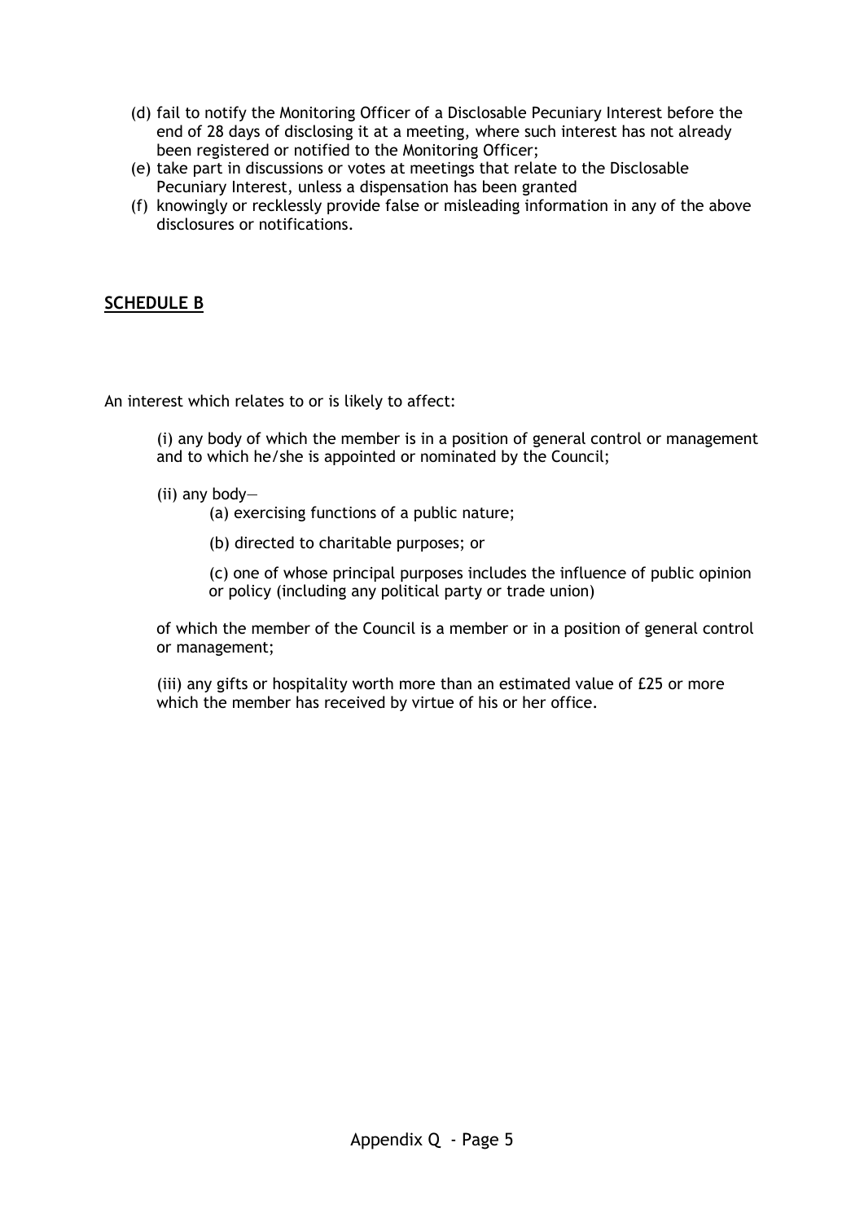(d) fail to notify the Monitoring Officer of a Disclosable Pecuniary Interest before the end of 28 days of disclosing it at a meeting, where such interest has not already been registered or notified to the Monitoring Officer;

(e) take part in discussions or votes at meetings that relate to the Disclosable Pecuniary Interest, unless a dispensation has been granted

(f) knowingly or recklessly provide false or misleading information in any of the above disclosures or notifications.

## SCHEDULE B

An interest which relates to or is likely to affect:

(i) any body of which the member is in a position of general control or management and to which he/she is appointed or nominated by the Council;

(ii) any body—

(a) exercising functions of a public nature;

(b) directed to charitable purposes; or

(c) one of whose principal purposes includes the influence of public opinion or policy (including any political party or trade union)

of which the member of the Council is a member or in a position of general control or management;

(iii) any gifts or hospitality worth more than an estimated value of £25 or more which the member has received by virtue of his or her office.